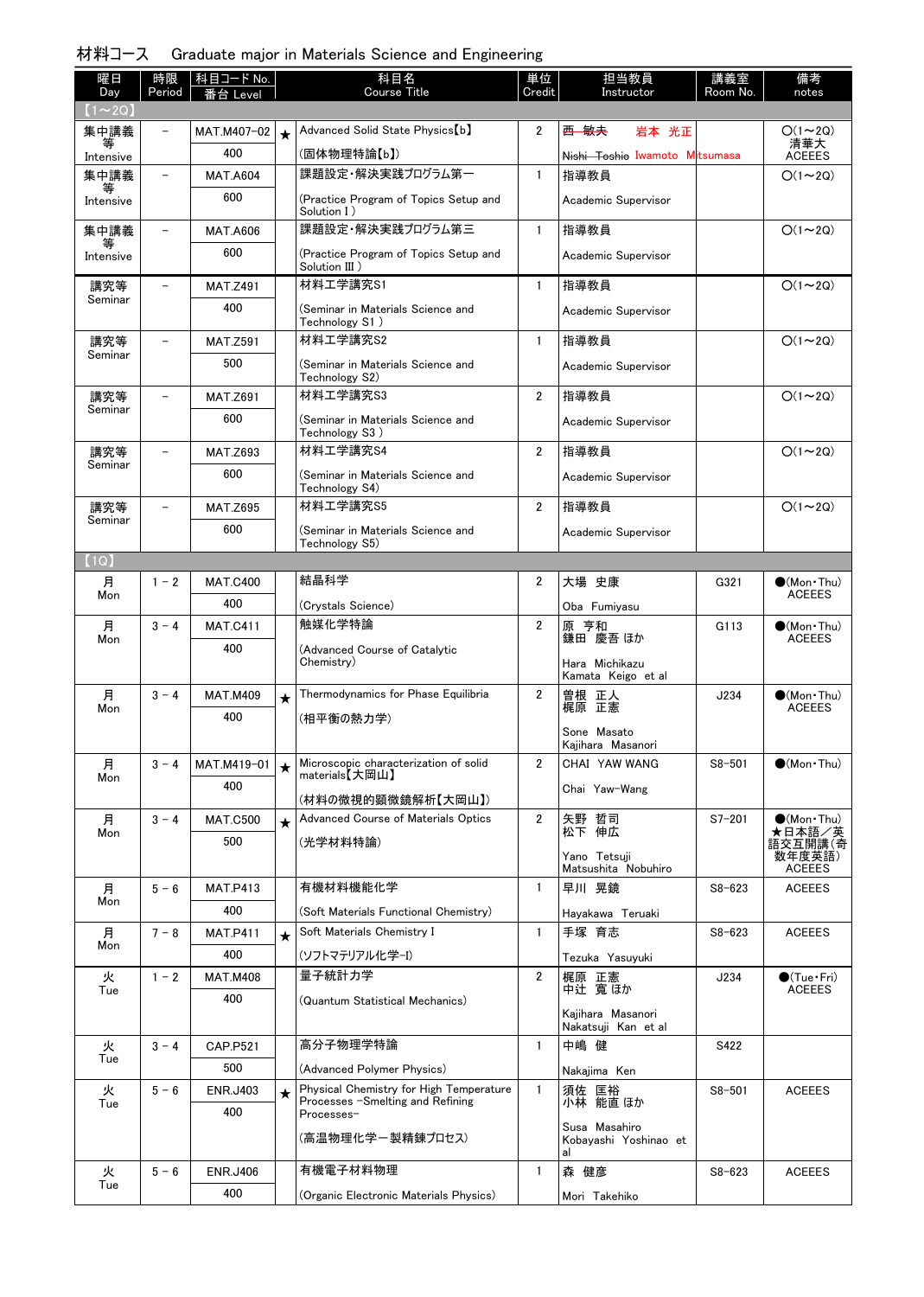## 材料コース　Graduate major in Materials Science and Engineering

| 曜日 Day | 時限 Period | 科目コード No. 番台 Level | | 科目名 Course Title | 単位 Credit | 担当教員 Instructor | 講義室 Room No. | 備考 notes |
|---|---|---|---|---|---|---|---|---|
| 【1～2Q】 | | | | | | | | |
| 集中講義等 Intensive | － | MAT.M407-02 400 | ★ | Advanced Solid State Physics【b】 (固体物理特論【b】) | 2 | ~~西 敏夫~~ 岩本 光正 ~~Nishi Toshio~~ Iwamoto Mitsumasa | | ○(1～2Q) 清華大 ACEEES |
| 集中講義等 Intensive | － | MAT.A604 600 | | 課題設定・解決実践プログラム第一 (Practice Program of Topics Setup and Solution I ) | 1 | 指導教員 Academic Supervisor | | ○(1～2Q) |
| 集中講義等 Intensive | － | MAT.A606 600 | | 課題設定・解決実践プログラム第三 (Practice Program of Topics Setup and Solution III ) | 1 | 指導教員 Academic Supervisor | | ○(1～2Q) |
| 講究等 Seminar | － | MAT.Z491 400 | | 材料工学講究S1 (Seminar in Materials Science and Technology S1 ) | 1 | 指導教員 Academic Supervisor | | ○(1～2Q) |
| 講究等 Seminar | － | MAT.Z591 500 | | 材料工学講究S2 (Seminar in Materials Science and Technology S2) | 1 | 指導教員 Academic Supervisor | | ○(1～2Q) |
| 講究等 Seminar | － | MAT.Z691 600 | | 材料工学講究S3 (Seminar in Materials Science and Technology S3 ) | 2 | 指導教員 Academic Supervisor | | ○(1～2Q) |
| 講究等 Seminar | － | MAT.Z693 600 | | 材料工学講究S4 (Seminar in Materials Science and Technology S4) | 2 | 指導教員 Academic Supervisor | | ○(1～2Q) |
| 講究等 Seminar | － | MAT.Z695 600 | | 材料工学講究S5 (Seminar in Materials Science and Technology S5) | 2 | 指導教員 Academic Supervisor | | ○(1～2Q) |
| 【1Q】 | | | | | | | | |
| 月 Mon | 1－2 | MAT.C400 400 | | 結晶科学 (Crystals Science) | 2 | 大場 史康 Oba Fumiyasu | G321 | ●(Mon・Thu) ACEEES |
| 月 Mon | 3－4 | MAT.C411 400 | | 触媒化学特論 (Advanced Course of Catalytic Chemistry) | 2 | 原 亨和 鎌田 慶吾 ほか Hara Michikazu Kamata Keigo et al | G113 | ●(Mon・Thu) ACEEES |
| 月 Mon | 3－4 | MAT.M409 400 | ★ | Thermodynamics for Phase Equilibria (相平衡の熱力学) | 2 | 曽根 正人 梶原 正憲 Sone Masato Kajihara Masanori | J234 | ●(Mon・Thu) ACEEES |
| 月 Mon | 3－4 | MAT.M419-01 400 | ★ | Microscopic characterization of solid materials【大岡山】 (材料の微視的顕微鏡解析【大岡山】) | 2 | CHAI YAW WANG Chai Yaw-Wang | S8-501 | ●(Mon・Thu) |
| 月 Mon | 3－4 | MAT.C500 500 | ★ | Advanced Course of Materials Optics (光学材料特論) | 2 | 矢野 哲司 松下 伸広 Yano Tetsuji Matsushita Nobuhiro | S7-201 | ●(Mon・Thu) ★日本語／英語交互開講(奇数年度英語) ACEEES |
| 月 Mon | 5－6 | MAT.P413 400 | | 有機材料機能化学 (Soft Materials Functional Chemistry) | 1 | 早川 晃鏡 Hayakawa Teruaki | S8-623 | ACEEES |
| 月 Mon | 7－8 | MAT.P411 400 | ★ | Soft Materials Chemistry I (ソフトマテリアル化学-I) | 1 | 手塚 育志 Tezuka Yasuyuki | S8-623 | ACEEES |
| 火 Tue | 1－2 | MAT.M408 400 | | 量子統計力学 (Quantum Statistical Mechanics) | 2 | 梶原 正憲 中辻 寛 ほか Kajihara Masanori Nakatsuji Kan et al | J234 | ●(Tue・Fri) ACEEES |
| 火 Tue | 3－4 | CAP.P521 500 | | 高分子物理学特論 (Advanced Polymer Physics) | 1 | 中嶋 健 Nakajima Ken | S422 | |
| 火 Tue | 5－6 | ENR.J403 400 | ★ | Physical Chemistry for High Temperature Processes -Smelting and Refining Processes- (高温物理化学ー製精錬プロセス) | 1 | 須佐 匡裕 小林 能直 ほか Susa Masahiro Kobayashi Yoshinao et al | S8-501 | ACEEES |
| 火 Tue | 5－6 | ENR.J406 400 | | 有機電子材料物理 (Organic Electronic Materials Physics) | 1 | 森 健彦 Mori Takehiko | S8-623 | ACEEES |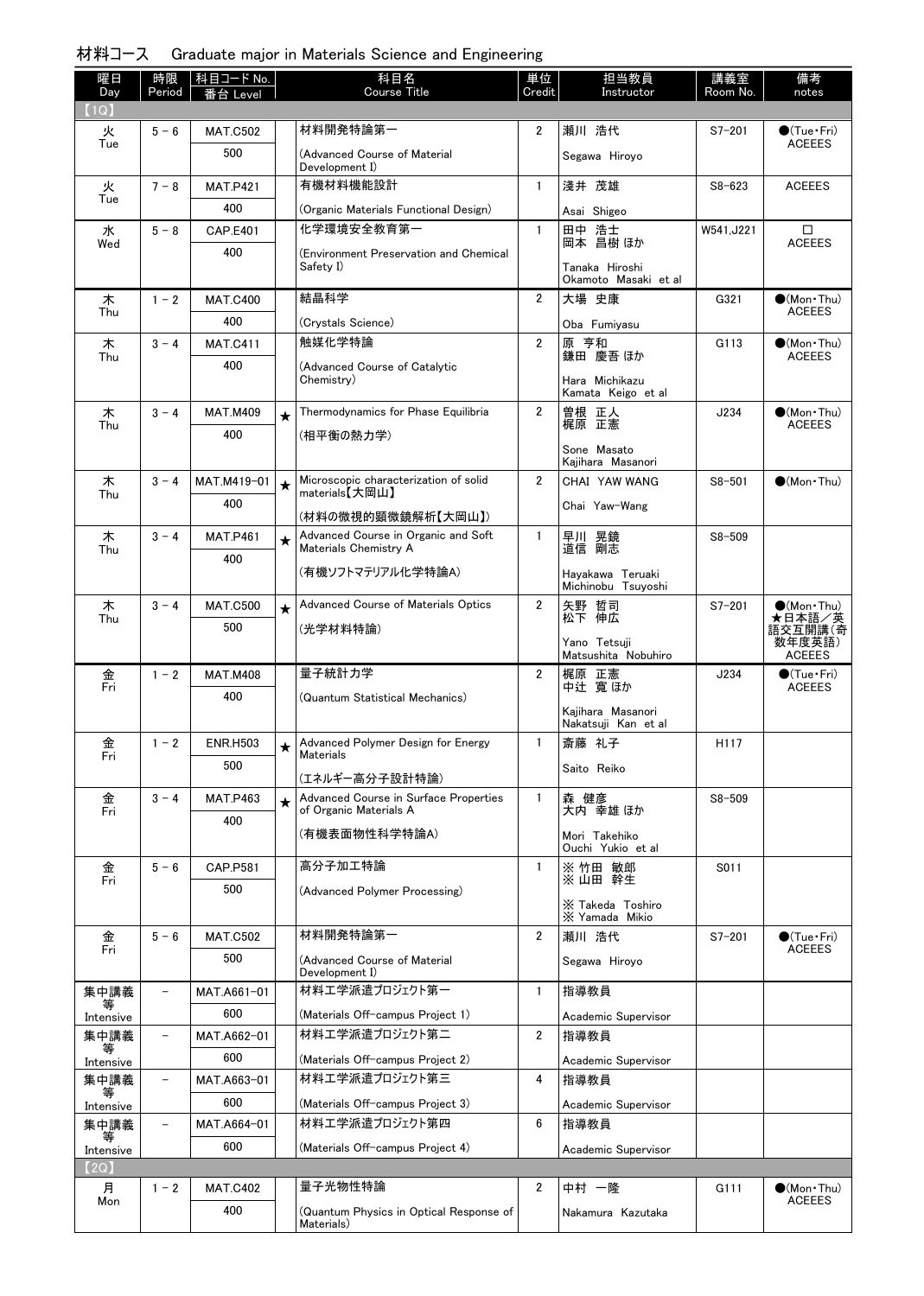## 材料コース　Graduate major in Materials Science and Engineering

| 曜日 Day | 時限 Period | 科目コード No. 番台 Level | | 科目名 Course Title | 単位 Credit | 担当教員 Instructor | 講義室 Room No. | 備考 notes |
|---|---|---|---|---|---|---|---|---|
| 【1Q】 | | | | | | | | |
| 火 Tue | 5 - 6 | MAT.C502 / 500 | | 材料開発特論第一 (Advanced Course of Material Development I) | 2 | 瀬川 浩代 Segawa Hiroyo | S7-201 | ●(Tue・Fri) ACEEES |
| 火 Tue | 7 - 8 | MAT.P421 / 400 | | 有機材料機能設計 (Organic Materials Functional Design) | 1 | 淺井 茂雄 Asai Shigeo | S8-623 | ACEEES |
| 水 Wed | 5 - 8 | CAP.E401 / 400 | | 化学環境安全教育第一 (Environment Preservation and Chemical Safety I) | 1 | 田中 浩士 岡本 昌樹 ほか Tanaka Hiroshi Okamoto Masaki et al | W541,J221 | □ ACEEES |
| 木 Thu | 1 - 2 | MAT.C400 / 400 | | 結晶科学 (Crystals Science) | 2 | 大場 史康 Oba Fumiyasu | G321 | ●(Mon・Thu) ACEEES |
| 木 Thu | 3 - 4 | MAT.C411 / 400 | | 触媒化学特論 (Advanced Course of Catalytic Chemistry) | 2 | 原 亨和 鎌田 慶吾 ほか Hara Michikazu Kamata Keigo et al | G113 | ●(Mon・Thu) ACEEES |
| 木 Thu | 3 - 4 | MAT.M409 / 400 | ★ | Thermodynamics for Phase Equilibria (相平衡の熱力学) | 2 | 曽根 正人 梶原 正憲 Sone Masato Kajihara Masanori | J234 | ●(Mon・Thu) ACEEES |
| 木 Thu | 3 - 4 | MAT.M419-01 / 400 | ★ | Microscopic characterization of solid materials【大岡山】 (材料の微視的顕微鏡解析【大岡山】) | 2 | CHAI YAW WANG Chai Yaw-Wang | S8-501 | ●(Mon・Thu) |
| 木 Thu | 3 - 4 | MAT.P461 / 400 | ★ | Advanced Course in Organic and Soft Materials Chemistry A (有機ソフトマテリアル化学特論A) | 1 | 早川 晃鏡 道信 剛志 Hayakawa Teruaki Michinobu Tsuyoshi | S8-509 | |
| 木 Thu | 3 - 4 | MAT.C500 / 500 | ★ | Advanced Course of Materials Optics (光学材料特論) | 2 | 矢野 哲司 松下 伸広 Yano Tetsuji Matsushita Nobuhiro | S7-201 | ●(Mon・Thu) ★日本語／英語交互開講(奇数年度英語) ACEEES |
| 金 Fri | 1 - 2 | MAT.M408 / 400 | | 量子統計力学 (Quantum Statistical Mechanics) | 2 | 梶原 正憲 中辻 寛 ほか Kajihara Masanori Nakatsuji Kan et al | J234 | ●(Tue・Fri) ACEEES |
| 金 Fri | 1 - 2 | ENR.H503 / 500 | ★ | Advanced Polymer Design for Energy Materials (エネルギー高分子設計特論) | 1 | 斎藤 礼子 Saito Reiko | H117 | |
| 金 Fri | 3 - 4 | MAT.P463 / 400 | ★ | Advanced Course in Surface Properties of Organic Materials A (有機表面物性科学特論A) | 1 | 森 健彦 大内 幸雄 ほか Mori Takehiko Ouchi Yukio et al | S8-509 | |
| 金 Fri | 5 - 6 | CAP.P581 / 500 | | 高分子加工特論 (Advanced Polymer Processing) | 1 | ※ 竹田 敏郎 ※ 山田 幹生 ※ Takeda Toshiro ※ Yamada Mikio | S011 | |
| 金 Fri | 5 - 6 | MAT.C502 / 500 | | 材料開発特論第一 (Advanced Course of Material Development I) | 2 | 瀬川 浩代 Segawa Hiroyo | S7-201 | ●(Tue・Fri) ACEEES |
| 集中講義等 Intensive | - | MAT.A661-01 / 600 | | 材料工学派遣プロジェクト第一 (Materials Off-campus Project 1) | 1 | 指導教員 Academic Supervisor | | |
| 集中講義等 Intensive | - | MAT.A662-01 / 600 | | 材料工学派遣プロジェクト第二 (Materials Off-campus Project 2) | 2 | 指導教員 Academic Supervisor | | |
| 集中講義等 Intensive | - | MAT.A663-01 / 600 | | 材料工学派遣プロジェクト第三 (Materials Off-campus Project 3) | 4 | 指導教員 Academic Supervisor | | |
| 集中講義等 Intensive | - | MAT.A664-01 / 600 | | 材料工学派遣プロジェクト第四 (Materials Off-campus Project 4) | 6 | 指導教員 Academic Supervisor | | |
| 【2Q】 | | | | | | | | |
| 月 Mon | 1 - 2 | MAT.C402 / 400 | | 量子光物性特論 (Quantum Physics in Optical Response of Materials) | 2 | 中村 一隆 Nakamura Kazutaka | G111 | ●(Mon・Thu) ACEEES |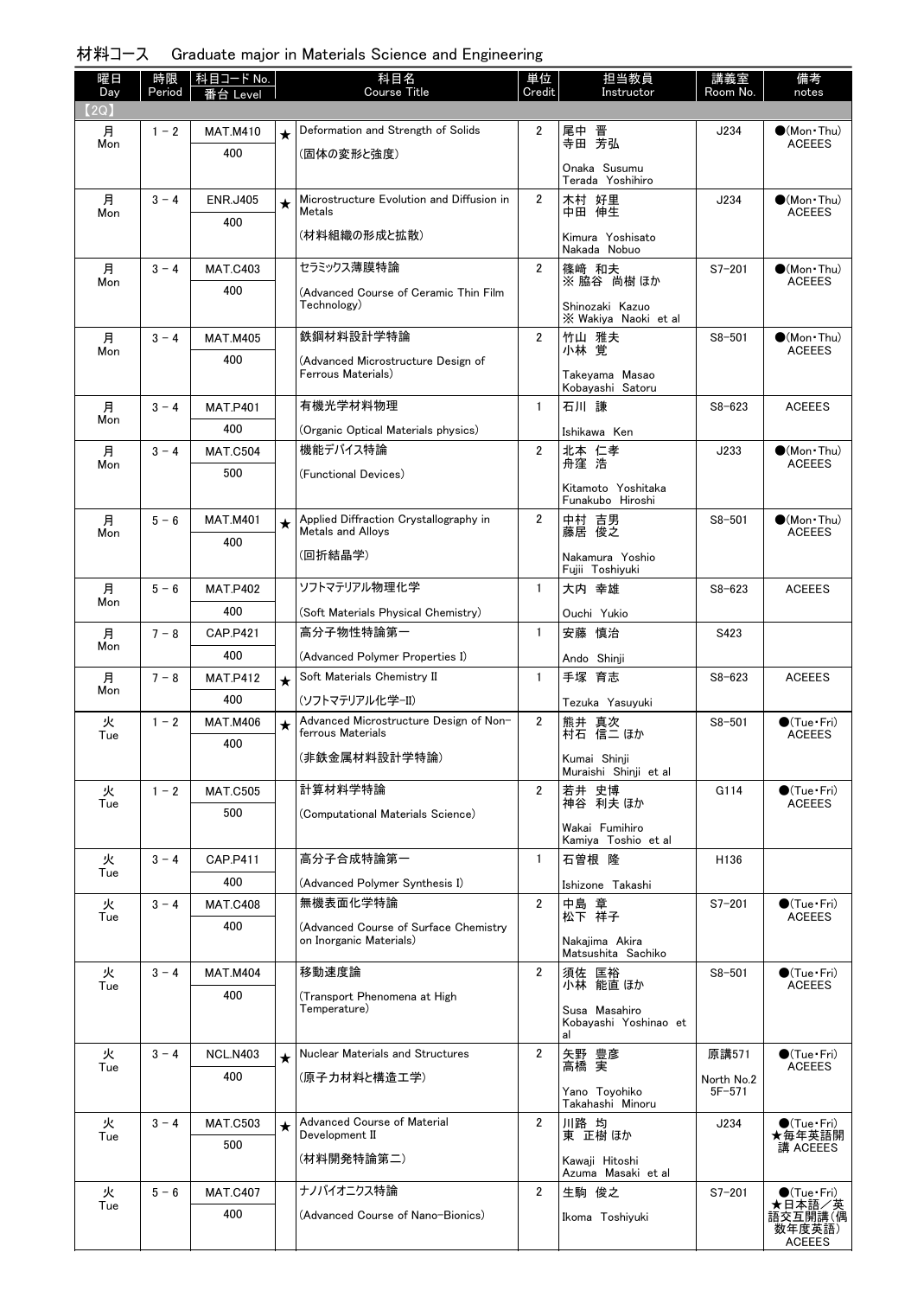## 材料コース　Graduate major in Materials Science and Engineering

| 曜日 Day | 時限 Period | 科目コード No. 番台 Level | | 科目名 Course Title | 単位 Credit | 担当教員 Instructor | 講義室 Room No. | 備考 notes |
|---|---|---|---|---|---|---|---|---|
| 【2Q】 | | | | | | | | |
| 月 Mon | 1－2 | MAT.M410 400 | ★ | Deformation and Strength of Solids (固体の変形と強度) | 2 | 尾中 晋 寺田 芳弘 Onaka Susumu Terada Yoshihiro | J234 | ●(Mon・Thu) ACEEES |
| 月 Mon | 3－4 | ENR.J405 400 | ★ | Microstructure Evolution and Diffusion in Metals (材料組織の形成と拡散) | 2 | 木村 好里 中田 伸生 Kimura Yoshisato Nakada Nobuo | J234 | ●(Mon・Thu) ACEEES |
| 月 Mon | 3－4 | MAT.C403 400 | | セラミックス薄膜特論 (Advanced Course of Ceramic Thin Film Technology) | 2 | 篠崎 和夫 ※ 脇谷 尚樹 ほか Shinozaki Kazuo ※ Wakiya Naoki et al | S7-201 | ●(Mon・Thu) ACEEES |
| 月 Mon | 3－4 | MAT.M405 400 | | 鉄鋼材料設計学特論 (Advanced Microstructure Design of Ferrous Materials) | 2 | 竹山 雅夫 小林 覚 Takeyama Masao Kobayashi Satoru | S8-501 | ●(Mon・Thu) ACEEES |
| 月 Mon | 3－4 | MAT.P401 400 | | 有機光学材料物理 (Organic Optical Materials physics) | 1 | 石川 謙 Ishikawa Ken | S8-623 | ACEEES |
| 月 Mon | 3－4 | MAT.C504 500 | | 機能デバイス特論 (Functional Devices) | 2 | 北本 仁孝 舟窪 浩 Kitamoto Yoshitaka Funakubo Hiroshi | J233 | ●(Mon・Thu) ACEEES |
| 月 Mon | 5－6 | MAT.M401 400 | ★ | Applied Diffraction Crystallography in Metals and Alloys (回折結晶学) | 2 | 中村 吉男 藤居 俊之 Nakamura Yoshio Fujii Toshiyuki | S8-501 | ●(Mon・Thu) ACEEES |
| 月 Mon | 5－6 | MAT.P402 400 | | ソフトマテリアル物理化学 (Soft Materials Physical Chemistry) | 1 | 大内 幸雄 Ouchi Yukio | S8-623 | ACEEES |
| 月 Mon | 7－8 | CAP.P421 400 | | 高分子物性特論第一 (Advanced Polymer Properties I) | 1 | 安藤 慎治 Ando Shinji | S423 | |
| 月 Mon | 7－8 | MAT.P412 400 | ★ | Soft Materials Chemistry II (ソフトマテリアル化学-II) | 1 | 手塚 育志 Tezuka Yasuyuki | S8-623 | ACEEES |
| 火 Tue | 1－2 | MAT.M406 400 | ★ | Advanced Microstructure Design of Non-ferrous Materials (非鉄金属材料設計学特論) | 2 | 熊井 真次 村石 信二 ほか Kumai Shinji Muraishi Shinji et al | S8-501 | ●(Tue・Fri) ACEEES |
| 火 Tue | 1－2 | MAT.C505 500 | | 計算材料学特論 (Computational Materials Science) | 2 | 若井 史博 神谷 利夫 ほか Wakai Fumihiro Kamiya Toshio et al | G114 | ●(Tue・Fri) ACEEES |
| 火 Tue | 3－4 | CAP.P411 400 | | 高分子合成特論第一 (Advanced Polymer Synthesis I) | 1 | 石曽根 隆 Ishizone Takashi | H136 | |
| 火 Tue | 3－4 | MAT.C408 400 | | 無機表面化学特論 (Advanced Course of Surface Chemistry on Inorganic Materials) | 2 | 中島 章 松下 祥子 Nakajima Akira Matsushita Sachiko | S7-201 | ●(Tue・Fri) ACEEES |
| 火 Tue | 3－4 | MAT.M404 400 | | 移動速度論 (Transport Phenomena at High Temperature) | 2 | 須佐 匡裕 小林 能直 ほか Susa Masahiro Kobayashi Yoshinao et al | S8-501 | ●(Tue・Fri) ACEEES |
| 火 Tue | 3－4 | NCL.N403 400 | ★ | Nuclear Materials and Structures (原子力材料と構造工学) | 2 | 矢野 豊彦 高橋 実 Yano Toyohiko Takahashi Minoru | 原講571 North No.2 5F-571 | ●(Tue・Fri) ACEEES |
| 火 Tue | 3－4 | MAT.C503 500 | ★ | Advanced Course of Material Development II (材料開発特論第二) | 2 | 川路 均 東 正樹 ほか Kawaji Hitoshi Azuma Masaki et al | J234 | ●(Tue・Fri) ★毎年英語開講 ACEEES |
| 火 Tue | 5－6 | MAT.C407 400 | | ナノバイオニクス特論 (Advanced Course of Nano-Bionics) | 2 | 生駒 俊之 Ikoma Toshiyuki | S7-201 | ●(Tue・Fri) ★日本語／英語交互開講(偶数年度英語) ACEEES |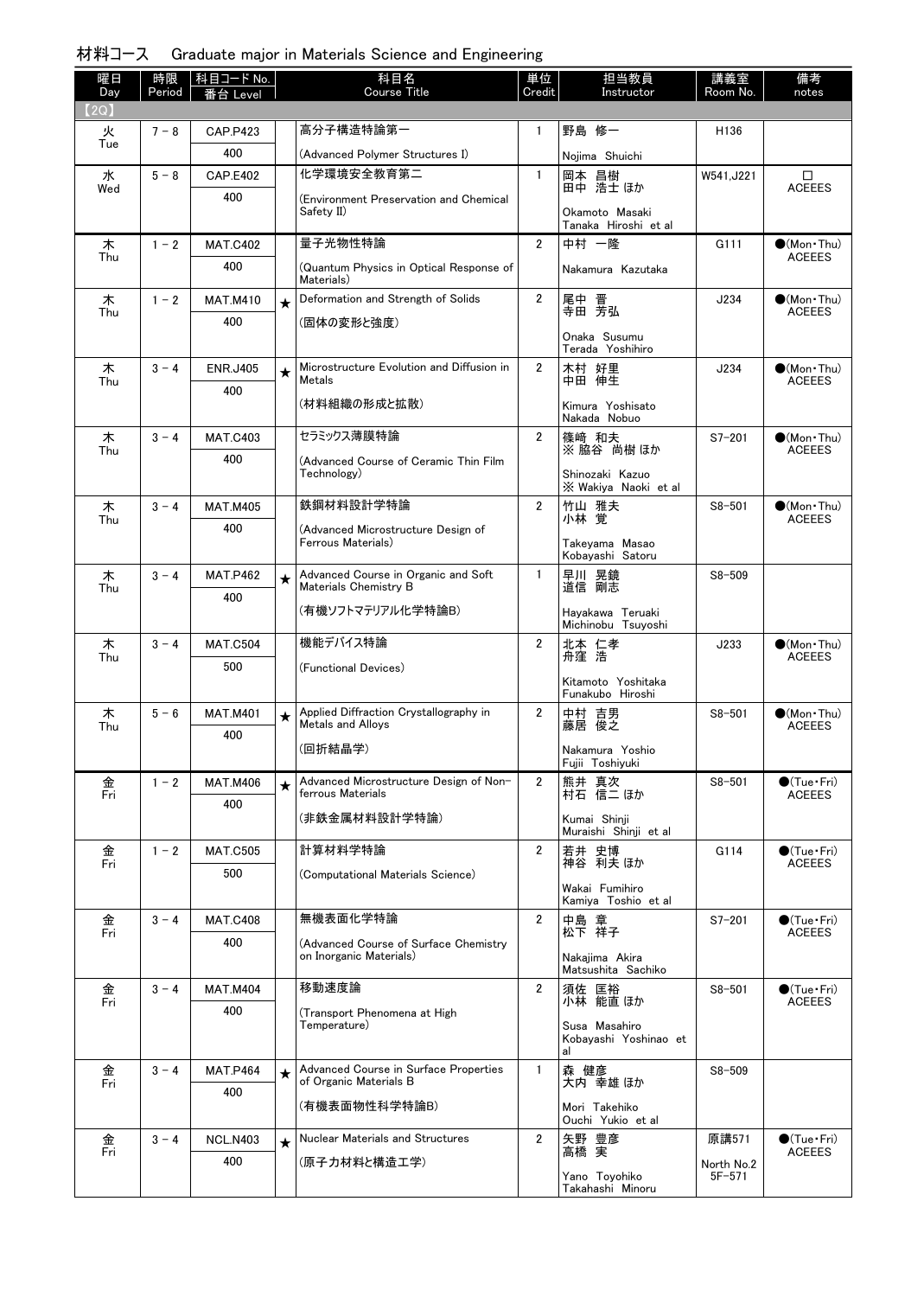## 材料コース　Graduate major in Materials Science and Engineering

| 曜日 Day | 時限 Period | 科目コード No. 番台 Level | | 科目名 Course Title | 単位 Credit | 担当教員 Instructor | 講義室 Room No. | 備考 notes |
|---|---|---|---|---|---|---|---|---|
| 【2Q】 | | | | | | | | |
| 火 Tue | 7－8 | CAP.P423 400 | | 高分子構造特論第一 (Advanced Polymer Structures I) | 1 | 野島 修一 Nojima Shuichi | H136 | |
| 水 Wed | 5－8 | CAP.E402 400 | | 化学環境安全教育第二 (Environment Preservation and Chemical Safety II) | 1 | 岡本 昌樹 田中 浩士 ほか Okamoto Masaki Tanaka Hiroshi et al | W541,J221 | □ ACEEES |
| 木 Thu | 1－2 | MAT.C402 400 | | 量子光物性特論 (Quantum Physics in Optical Response of Materials) | 2 | 中村 一隆 Nakamura Kazutaka | G111 | ●(Mon・Thu) ACEEES |
| 木 Thu | 1－2 | MAT.M410 400 | ★ | Deformation and Strength of Solids (固体の変形と強度) | 2 | 尾中 晋 寺田 芳弘 Onaka Susumu Terada Yoshihiro | J234 | ●(Mon・Thu) ACEEES |
| 木 Thu | 3－4 | ENR.J405 400 | ★ | Microstructure Evolution and Diffusion in Metals (材料組織の形成と拡散) | 2 | 木村 好里 中田 伸生 Kimura Yoshisato Nakada Nobuo | J234 | ●(Mon・Thu) ACEEES |
| 木 Thu | 3－4 | MAT.C403 400 | | セラミックス薄膜特論 (Advanced Course of Ceramic Thin Film Technology) | 2 | 篠﨑 和夫 ※ 脇谷 尚樹 ほか Shinozaki Kazuo ※ Wakiya Naoki et al | S7-201 | ●(Mon・Thu) ACEEES |
| 木 Thu | 3－4 | MAT.M405 400 | | 鉄鋼材料設計学特論 (Advanced Microstructure Design of Ferrous Materials) | 2 | 竹山 雅夫 小林 覚 Takeyama Masao Kobayashi Satoru | S8-501 | ●(Mon・Thu) ACEEES |
| 木 Thu | 3－4 | MAT.P462 400 | ★ | Advanced Course in Organic and Soft Materials Chemistry B (有機ソフトマテリアル化学特論B) | 1 | 早川 晃鏡 道信 剛志 Hayakawa Teruaki Michinobu Tsuyoshi | S8-509 | |
| 木 Thu | 3－4 | MAT.C504 500 | | 機能デバイス特論 (Functional Devices) | 2 | 北本 仁孝 舟窪 浩 Kitamoto Yoshitaka Funakubo Hiroshi | J233 | ●(Mon・Thu) ACEEES |
| 木 Thu | 5－6 | MAT.M401 400 | ★ | Applied Diffraction Crystallography in Metals and Alloys (回折結晶学) | 2 | 中村 吉男 藤居 俊之 Nakamura Yoshio Fujii Toshiyuki | S8-501 | ●(Mon・Thu) ACEEES |
| 金 Fri | 1－2 | MAT.M406 400 | ★ | Advanced Microstructure Design of Non-ferrous Materials (非鉄金属材料設計学特論) | 2 | 熊井 真次 村石 信二 ほか Kumai Shinji Muraishi Shinji et al | S8-501 | ●(Tue・Fri) ACEEES |
| 金 Fri | 1－2 | MAT.C505 500 | | 計算材料学特論 (Computational Materials Science) | 2 | 若井 史博 神谷 利夫 ほか Wakai Fumihiro Kamiya Toshio et al | G114 | ●(Tue・Fri) ACEEES |
| 金 Fri | 3－4 | MAT.C408 400 | | 無機表面化学特論 (Advanced Course of Surface Chemistry on Inorganic Materials) | 2 | 中島 章 松下 祥子 Nakajima Akira Matsushita Sachiko | S7-201 | ●(Tue・Fri) ACEEES |
| 金 Fri | 3－4 | MAT.M404 400 | | 移動速度論 (Transport Phenomena at High Temperature) | 2 | 須佐 匡裕 小林 能直 ほか Susa Masahiro Kobayashi Yoshinao et al | S8-501 | ●(Tue・Fri) ACEEES |
| 金 Fri | 3－4 | MAT.P464 400 | ★ | Advanced Course in Surface Properties of Organic Materials B (有機表面物性科学特論B) | 1 | 森 健彦 大内 幸雄 ほか Mori Takehiko Ouchi Yukio et al | S8-509 | |
| 金 Fri | 3－4 | NCL.N403 400 | ★ | Nuclear Materials and Structures (原子力材料と構造工学) | 2 | 矢野 豊彦 高橋 実 Yano Toyohiko Takahashi Minoru | 原講571 North No.2 5F-571 | ●(Tue・Fri) ACEEES |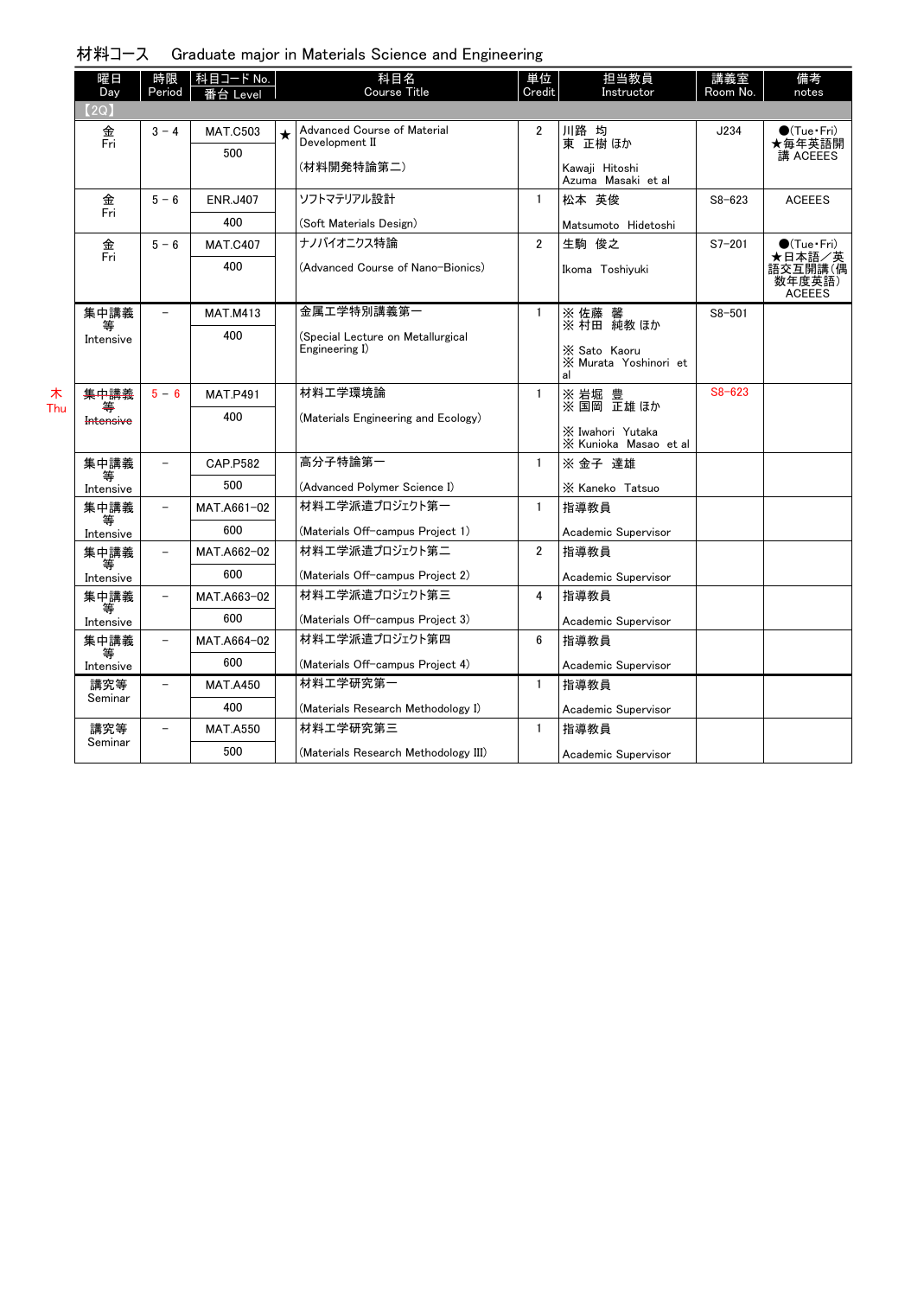材料コース　Graduate major in Materials Science and Engineering

| 曜日 Day | 時限 Period | 科目コード No. 番台 Level | | 科目名 Course Title | 単位 Credit | 担当教員 Instructor | 講義室 Room No. | 備考 notes |
|---|---|---|---|---|---|---|---|---|
| 【2Q】 | | | | | | | | |
| 金 Fri | 3 － 4 | MAT.C503 500 | ★ | Advanced Course of Material Development II (材料開発特論第二) | 2 | 川路 均 東 正樹 ほか Kawaji Hitoshi Azuma Masaki et al | J234 | ●(Tue・Fri) ★毎年英語開講 ACEEES |
| 金 Fri | 5 － 6 | ENR.J407 400 | | ソフトマテリアル設計 (Soft Materials Design) | 1 | 松本 英俊 Matsumoto Hidetoshi | S8-623 | ACEEES |
| 金 Fri | 5 － 6 | MAT.C407 400 | | ナノバイオニクス特論 (Advanced Course of Nano-Bionics) | 2 | 生駒 俊之 Ikoma Toshiyuki | S7-201 | ●(Tue・Fri) ★日本語／英語交互開講(偶数年度英語) ACEEES |
| 集中講義等 Intensive | － | MAT.M413 400 | | 金属工学特別講義第一 (Special Lecture on Metallurgical Engineering I) | 1 | ※ 佐藤 馨 ※ 村田 純教 ほか ※ Sato Kaoru ※ Murata Yoshinori et al | S8-501 | |
| 木 Thu ~~集中講義等 Intensive~~ | 5 － 6 | MAT.P491 400 | | 材料工学環境論 (Materials Engineering and Ecology) | 1 | ※ 岩堀 豊 ※ 国岡 正雄 ほか ※ Iwahori Yutaka ※ Kunioka Masao et al | S8-623 | |
| 集中講義等 Intensive | － | CAP.P582 500 | | 高分子特論第一 (Advanced Polymer Science I) | 1 | ※ 金子 達雄 ※ Kaneko Tatsuo | | |
| 集中講義等 Intensive | － | MAT.A661-02 600 | | 材料工学派遣プロジェクト第一 (Materials Off-campus Project 1) | 1 | 指導教員 Academic Supervisor | | |
| 集中講義等 Intensive | － | MAT.A662-02 600 | | 材料工学派遣プロジェクト第二 (Materials Off-campus Project 2) | 2 | 指導教員 Academic Supervisor | | |
| 集中講義等 Intensive | － | MAT.A663-02 600 | | 材料工学派遣プロジェクト第三 (Materials Off-campus Project 3) | 4 | 指導教員 Academic Supervisor | | |
| 集中講義等 Intensive | － | MAT.A664-02 600 | | 材料工学派遣プロジェクト第四 (Materials Off-campus Project 4) | 6 | 指導教員 Academic Supervisor | | |
| 講究等 Seminar | － | MAT.A450 400 | | 材料工学研究第一 (Materials Research Methodology I) | 1 | 指導教員 Academic Supervisor | | |
| 講究等 Seminar | － | MAT.A550 500 | | 材料工学研究第三 (Materials Research Methodology III) | 1 | 指導教員 Academic Supervisor | | |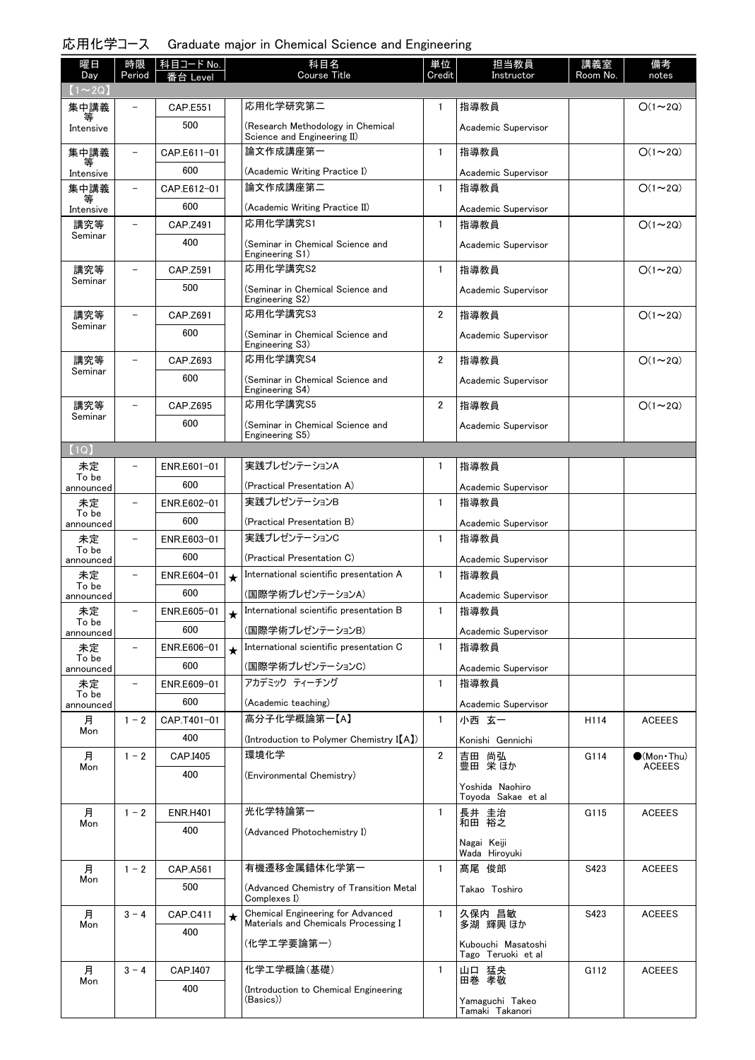## 応用化学コース　Graduate major in Chemical Science and Engineering

| 曜日 Day | 時限 Period | 科目コード No. 番台 Level | | 科目名 Course Title | 単位 Credit | 担当教員 Instructor | 講義室 Room No. | 備考 notes |
|---|---|---|---|---|---|---|---|---|
| 【1～2Q】 | | | | | | | | |
| 集中講義等 Intensive | － | CAP.E551 500 | | 応用化学研究第二 (Research Methodology in Chemical Science and Engineering II) | 1 | 指導教員 Academic Supervisor | | ○(1～2Q) |
| 集中講義等 Intensive | － | CAP.E611-01 600 | | 論文作成講座第一 (Academic Writing Practice I) | 1 | 指導教員 Academic Supervisor | | ○(1～2Q) |
| 集中講義等 Intensive | － | CAP.E612-01 600 | | 論文作成講座第二 (Academic Writing Practice II) | 1 | 指導教員 Academic Supervisor | | ○(1～2Q) |
| 講究等 Seminar | － | CAP.Z491 400 | | 応用化学講究S1 (Seminar in Chemical Science and Engineering S1) | 1 | 指導教員 Academic Supervisor | | ○(1～2Q) |
| 講究等 Seminar | － | CAP.Z591 500 | | 応用化学講究S2 (Seminar in Chemical Science and Engineering S2) | 1 | 指導教員 Academic Supervisor | | ○(1～2Q) |
| 講究等 Seminar | － | CAP.Z691 600 | | 応用化学講究S3 (Seminar in Chemical Science and Engineering S3) | 2 | 指導教員 Academic Supervisor | | ○(1～2Q) |
| 講究等 Seminar | － | CAP.Z693 600 | | 応用化学講究S4 (Seminar in Chemical Science and Engineering S4) | 2 | 指導教員 Academic Supervisor | | ○(1～2Q) |
| 講究等 Seminar | － | CAP.Z695 600 | | 応用化学講究S5 (Seminar in Chemical Science and Engineering S5) | 2 | 指導教員 Academic Supervisor | | ○(1～2Q) |
| 【1Q】 | | | | | | | | |
| 未定 To be announced | － | ENR.E601-01 600 | | 実践プレゼンテーションA (Practical Presentation A) | 1 | 指導教員 Academic Supervisor | | |
| 未定 To be announced | － | ENR.E602-01 600 | | 実践プレゼンテーションB (Practical Presentation B) | 1 | 指導教員 Academic Supervisor | | |
| 未定 To be announced | － | ENR.E603-01 600 | | 実践プレゼンテーションC (Practical Presentation C) | 1 | 指導教員 Academic Supervisor | | |
| 未定 To be announced | － | ENR.E604-01 600 | ★ | International scientific presentation A (国際学術プレゼンテーションA) | 1 | 指導教員 Academic Supervisor | | |
| 未定 To be announced | － | ENR.E605-01 600 | ★ | International scientific presentation B (国際学術プレゼンテーションB) | 1 | 指導教員 Academic Supervisor | | |
| 未定 To be announced | － | ENR.E606-01 600 | ★ | International scientific presentation C (国際学術プレゼンテーションC) | 1 | 指導教員 Academic Supervisor | | |
| 未定 To be announced | － | ENR.E609-01 600 | | アカデミック ティーチング (Academic teaching) | 1 | 指導教員 Academic Supervisor | | |
| 月 Mon | 1－2 | CAP.T401-01 400 | | 高分子化学概論第一【A】 (Introduction to Polymer Chemistry I【A】) | 1 | 小西 玄一 Konishi Gennichi | H114 | ACEEES |
| 月 Mon | 1－2 | CAP.I405 400 | | 環境化学 (Environmental Chemistry) | 2 | 吉田 尚弘 豊田 栄 ほか Yoshida Naohiro Toyoda Sakae et al | G114 | ●(Mon・Thu) ACEEES |
| 月 Mon | 1－2 | ENR.H401 400 | | 光化学特論第一 (Advanced Photochemistry I) | 1 | 長井 圭治 和田 裕之 Nagai Keiji Wada Hiroyuki | G115 | ACEEES |
| 月 Mon | 1－2 | CAP.A561 500 | | 有機遷移金属錯体化学第一 (Advanced Chemistry of Transition Metal Complexes I) | 1 | 髙尾 俊郎 Takao Toshiro | S423 | ACEEES |
| 月 Mon | 3－4 | CAP.C411 400 | ★ | Chemical Engineering for Advanced Materials and Chemicals Processing I (化学工学要論第一) | 1 | 久保内 昌敏 多湖 輝興 ほか Kubouchi Masatoshi Tago Teruoki et al | S423 | ACEEES |
| 月 Mon | 3－4 | CAP.I407 400 | | 化学工学概論(基礎) (Introduction to Chemical Engineering (Basics)) | 1 | 山口 猛央 田巻 孝敬 Yamaguchi Takeo Tamaki Takanori | G112 | ACEEES |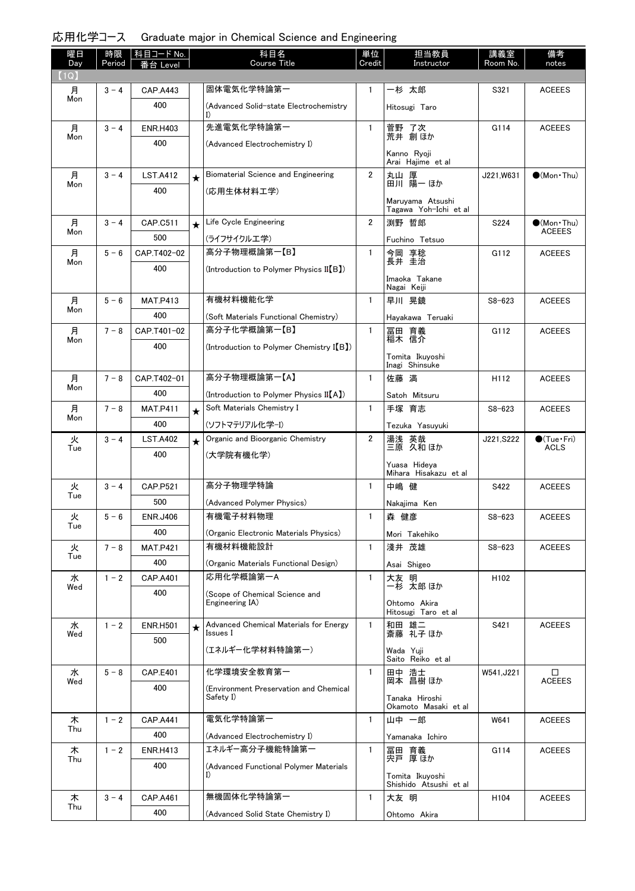## 応用化学コース　Graduate major in Chemical Science and Engineering

| 曜日 Day | 時限 Period | 科目コード No. 番台 Level | | 科目名 Course Title | 単位 Credit | 担当教員 Instructor | 講義室 Room No. | 備考 notes |
|---|---|---|---|---|---|---|---|---|
| 【1Q】 | | | | | | | | |
| 月 Mon | 3－4 | CAP.A443 400 | | 固体電気化学特論第一 (Advanced Solid-state Electrochemistry I) | 1 | 一杉 太郎 Hitosugi Taro | S321 | ACEEES |
| 月 Mon | 3－4 | ENR.H403 400 | | 先進電気化学特論第一 (Advanced Electrochemistry I) | 1 | 菅野 了次 荒井 創 ほか Kanno Ryoji Arai Hajime et al | G114 | ACEEES |
| 月 Mon | 3－4 | LST.A412 400 | ★ | Biomaterial Science and Engineering (応用生体材料工学) | 2 | 丸山 厚 田川 陽一 ほか Maruyama Atsushi Tagawa Yoh-Ichi et al | J221,W631 | ●(Mon・Thu) |
| 月 Mon | 3－4 | CAP.C511 500 | ★ | Life Cycle Engineering (ライフサイクル工学) | 2 | 渕野 哲郎 Fuchino Tetsuo | S224 | ●(Mon・Thu) ACEEES |
| 月 Mon | 5－6 | CAP.T402-02 400 | | 高分子物理概論第一【B】 (Introduction to Polymer Physics I【B】) | 1 | 今岡 享稔 長井 圭治 Imaoka Takane Nagai Keiji | G112 | ACEEES |
| 月 Mon | 5－6 | MAT.P413 400 | | 有機材料機能化学 (Soft Materials Functional Chemistry) | 1 | 早川 晃鏡 Hayakawa Teruaki | S8-623 | ACEEES |
| 月 Mon | 7－8 | CAP.T401-02 400 | | 高分子化学概論第一【B】 (Introduction to Polymer Chemistry I【B】) | 1 | 冨田 育義 稲木 信介 Tomita Ikuyoshi Inagi Shinsuke | G112 | ACEEES |
| 月 Mon | 7－8 | CAP.T402-01 400 | | 高分子物理概論第一【A】 (Introduction to Polymer Physics I【A】) | 1 | 佐藤 満 Satoh Mitsuru | H112 | ACEEES |
| 月 Mon | 7－8 | MAT.P411 400 | ★ | Soft Materials Chemistry I (ソフトマテリアル化学-I) | 1 | 手塚 育志 Tezuka Yasuyuki | S8-623 | ACEEES |
| 火 Tue | 3－4 | LST.A402 400 | ★ | Organic and Bioorganic Chemistry (大学院有機化学) | 2 | 湯浅 英哉 三原 久和 ほか Yuasa Hideya Mihara Hisakazu et al | J221,S222 | ●(Tue・Fri) ACLS |
| 火 Tue | 3－4 | CAP.P521 500 | | 高分子物理学特論 (Advanced Polymer Physics) | 1 | 中嶋 健 Nakajima Ken | S422 | ACEEES |
| 火 Tue | 5－6 | ENR.J406 400 | | 有機電子材料物理 (Organic Electronic Materials Physics) | 1 | 森 健彦 Mori Takehiko | S8-623 | ACEEES |
| 火 Tue | 7－8 | MAT.P421 400 | | 有機材料機能設計 (Organic Materials Functional Design) | 1 | 淺井 茂雄 Asai Shigeo | S8-623 | ACEEES |
| 水 Wed | 1－2 | CAP.A401 400 | | 応用化学概論第一A (Scope of Chemical Science and Engineering IA) | 1 | 大友 明 一杉 太郎 ほか Ohtomo Akira Hitosugi Taro et al | H102 | |
| 水 Wed | 1－2 | ENR.H501 500 | ★ | Advanced Chemical Materials for Energy Issues I (エネルギー化学材料特論第一) | 1 | 和田 雄二 斎藤 礼子 ほか Wada Yuji Saito Reiko et al | S421 | ACEEES |
| 水 Wed | 5－8 | CAP.E401 400 | | 化学環境安全教育第一 (Environment Preservation and Chemical Safety I) | 1 | 田中 浩士 岡本 昌樹 ほか Tanaka Hiroshi Okamoto Masaki et al | W541,J221 | □ ACEEES |
| 木 Thu | 1－2 | CAP.A441 400 | | 電気化学特論第一 (Advanced Electrochemistry I) | 1 | 山中 一郎 Yamanaka Ichiro | W641 | ACEEES |
| 木 Thu | 1－2 | ENR.H413 400 | | エネルギー高分子機能特論第一 (Advanced Functional Polymer Materials I) | 1 | 冨田 育義 宍戸 厚 ほか Tomita Ikuyoshi Shishido Atsushi et al | G114 | ACEEES |
| 木 Thu | 3－4 | CAP.A461 400 | | 無機固体化学特論第一 (Advanced Solid State Chemistry I) | 1 | 大友 明 Ohtomo Akira | H104 | ACEEES |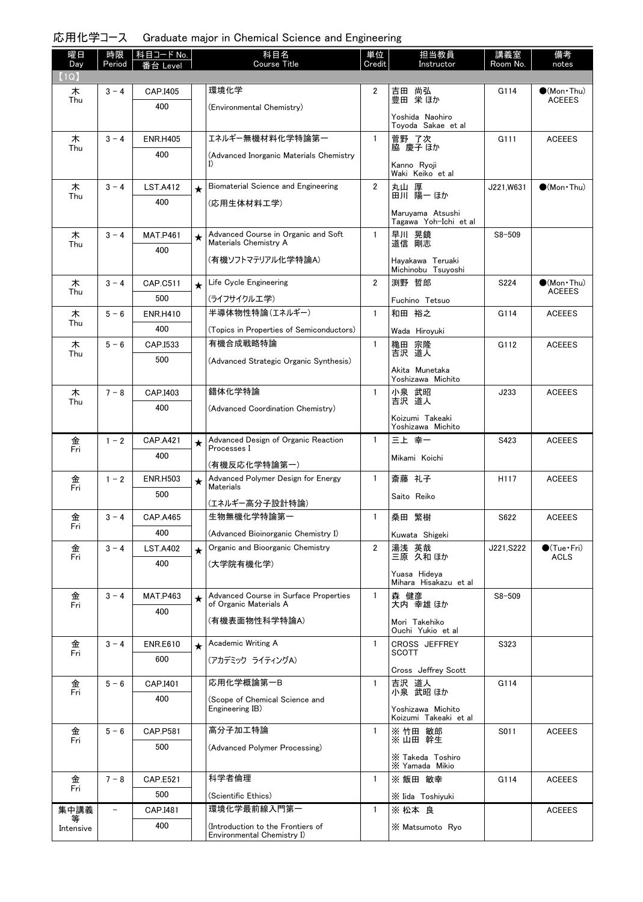## 応用化学コース　Graduate major in Chemical Science and Engineering

| 曜日 Day | 時限 Period | 科目コード No. 番台 Level | | 科目名 Course Title | 単位 Credit | 担当教員 Instructor | 講義室 Room No. | 備考 notes |
|---|---|---|---|---|---|---|---|---|
| 【1Q】 | | | | | | | | |
| 木 Thu | 3－4 | CAP.I405 400 | | 環境化学 (Environmental Chemistry) | 2 | 吉田 尚弘 豊田 栄 ほか Yoshida Naohiro Toyoda Sakae et al | G114 | ●(Mon・Thu) ACEEES |
| 木 Thu | 3－4 | ENR.H405 400 | | エネルギー無機材料化学特論第一 (Advanced Inorganic Materials Chemistry I) | 1 | 菅野 了次 脇 慶子 ほか Kanno Ryoji Waki Keiko et al | G111 | ACEEES |
| 木 Thu | 3－4 | LST.A412 400 | ★ | Biomaterial Science and Engineering (応用生体材料工学) | 2 | 丸山 厚 田川 陽一 ほか Maruyama Atsushi Tagawa Yoh-Ichi et al | J221,W631 | ●(Mon・Thu) |
| 木 Thu | 3－4 | MAT.P461 400 | ★ | Advanced Course in Organic and Soft Materials Chemistry A (有機ソフトマテリアル化学特論A) | 1 | 早川 晃鏡 道信 剛志 Hayakawa Teruaki Michinobu Tsuyoshi | S8-509 | |
| 木 Thu | 3－4 | CAP.C511 500 | ★ | Life Cycle Engineering (ライフサイクル工学) | 2 | 渕野 哲郎 Fuchino Tetsuo | S224 | ●(Mon・Thu) ACEEES |
| 木 Thu | 5－6 | ENR.H410 400 | | 半導体物性特論(エネルギー) (Topics in Properties of Semiconductors) | 1 | 和田 裕之 Wada Hiroyuki | G114 | ACEEES |
| 木 Thu | 5－6 | CAP.I533 500 | | 有機合成戦略特論 (Advanced Strategic Organic Synthesis) | 1 | 穐田 宗隆 吉沢 道人 Akita Munetaka Yoshizawa Michito | G112 | ACEEES |
| 木 Thu | 7－8 | CAP.I403 400 | | 錯体化学特論 (Advanced Coordination Chemistry) | 1 | 小泉 武昭 吉沢 道人 Koizumi Takeaki Yoshizawa Michito | J233 | ACEEES |
| 金 Fri | 1－2 | CAP.A421 400 | ★ | Advanced Design of Organic Reaction Processes I (有機反応化学特論第一) | 1 | 三上 幸一 Mikami Koichi | S423 | ACEEES |
| 金 Fri | 1－2 | ENR.H503 500 | ★ | Advanced Polymer Design for Energy Materials (エネルギー高分子設計特論) | 1 | 斎藤 礼子 Saito Reiko | H117 | ACEEES |
| 金 Fri | 3－4 | CAP.A465 400 | | 生物無機化学特論第一 (Advanced Bioinorganic Chemistry I) | 1 | 桑田 繁樹 Kuwata Shigeki | S622 | ACEEES |
| 金 Fri | 3－4 | LST.A402 400 | ★ | Organic and Bioorganic Chemistry (大学院有機化学) | 2 | 湯浅 英哉 三原 久和 ほか Yuasa Hideya Mihara Hisakazu et al | J221,S222 | ●(Tue・Fri) ACLS |
| 金 Fri | 3－4 | MAT.P463 400 | ★ | Advanced Course in Surface Properties of Organic Materials A (有機表面物性科学特論A) | 1 | 森 健彦 大内 幸雄 ほか Mori Takehiko Ouchi Yukio et al | S8-509 | |
| 金 Fri | 3－4 | ENR.E610 600 | ★ | Academic Writing A (アカデミック ライティングA) | 1 | CROSS JEFFREY SCOTT Cross Jeffrey Scott | S323 | |
| 金 Fri | 5－6 | CAP.I401 400 | | 応用化学概論第一B (Scope of Chemical Science and Engineering IB) | 1 | 吉沢 道人 小泉 武昭 ほか Yoshizawa Michito Koizumi Takeaki et al | G114 | |
| 金 Fri | 5－6 | CAP.P581 500 | | 高分子加工特論 (Advanced Polymer Processing) | 1 | ※ 竹田 敏郎 ※ 山田 幹生 ※ Takeda Toshiro ※ Yamada Mikio | S011 | ACEEES |
| 金 Fri | 7－8 | CAP.E521 500 | | 科学者倫理 (Scientific Ethics) | 1 | ※ 飯田 敏幸 ※ Iida Toshiyuki | G114 | ACEEES |
| 集中講義等 Intensive | － | CAP.I481 400 | | 環境化学最前線入門第一 (Introduction to the Frontiers of Environmental Chemistry I) | 1 | ※ 松本 良 ※ Matsumoto Ryo | | ACEEES |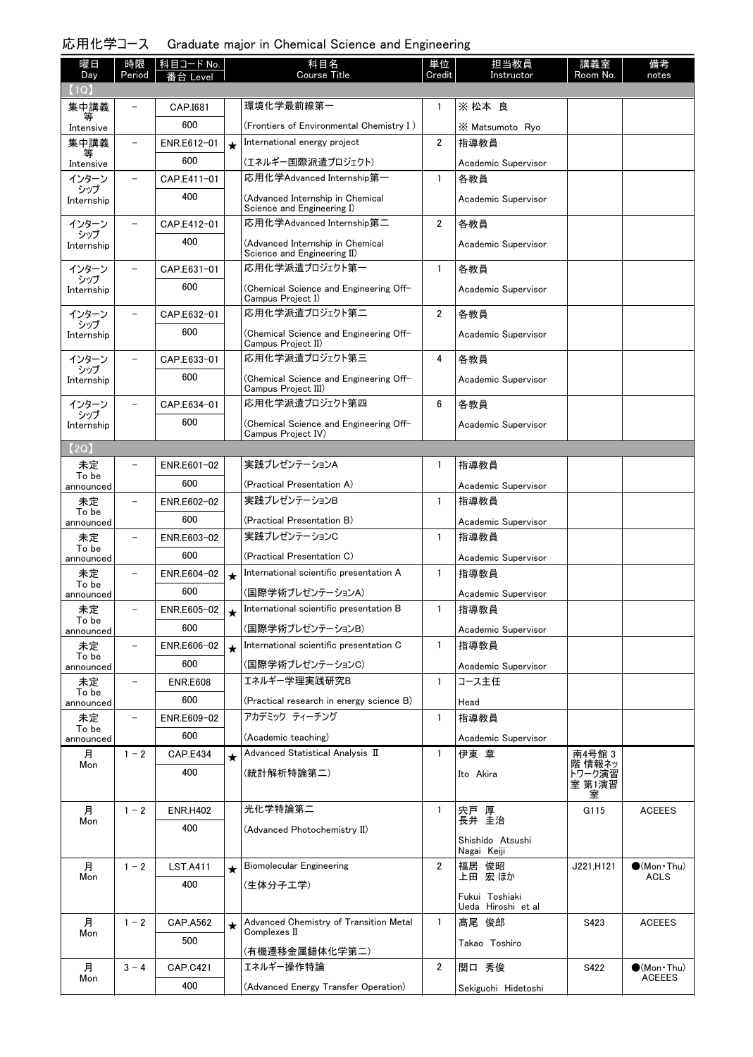## 応用化学コース　Graduate major in Chemical Science and Engineering

| 曜日 Day | 時限 Period | 科目コード No. 番台 Level | | 科目名 Course Title | 単位 Credit | 担当教員 Instructor | 講義室 Room No. | 備考 notes |
|---|---|---|---|---|---|---|---|---|
| 【1Q】 | | | | | | | | |
| 集中講義等 Intensive | – | CAP.I681 600 | | 環境化学最前線第一 (Frontiers of Environmental Chemistry I ) | 1 | ※ 松本 良 ※ Matsumoto Ryo | | |
| 集中講義等 Intensive | – | ENR.E612-01 600 | ★ | International energy project (エネルギー国際派遣プロジェクト) | 2 | 指導教員 Academic Supervisor | | |
| インターンシップ Internship | – | CAP.E411-01 400 | | 応用化学Advanced Internship第一 (Advanced Internship in Chemical Science and Engineering I) | 1 | 各教員 Academic Supervisor | | |
| インターンシップ Internship | – | CAP.E412-01 400 | | 応用化学Advanced Internship第二 (Advanced Internship in Chemical Science and Engineering II) | 2 | 各教員 Academic Supervisor | | |
| インターンシップ Internship | – | CAP.E631-01 600 | | 応用化学派遣プロジェクト第一 (Chemical Science and Engineering Off-Campus Project I) | 1 | 各教員 Academic Supervisor | | |
| インターンシップ Internship | – | CAP.E632-01 600 | | 応用化学派遣プロジェクト第二 (Chemical Science and Engineering Off-Campus Project II) | 2 | 各教員 Academic Supervisor | | |
| インターンシップ Internship | – | CAP.E633-01 600 | | 応用化学派遣プロジェクト第三 (Chemical Science and Engineering Off-Campus Project III) | 4 | 各教員 Academic Supervisor | | |
| インターンシップ Internship | – | CAP.E634-01 600 | | 応用化学派遣プロジェクト第四 (Chemical Science and Engineering Off-Campus Project IV) | 6 | 各教員 Academic Supervisor | | |
| 【2Q】 | | | | | | | | |
| 未定 To be announced | – | ENR.E601-02 600 | | 実践プレゼンテーションA (Practical Presentation A) | 1 | 指導教員 Academic Supervisor | | |
| 未定 To be announced | – | ENR.E602-02 600 | | 実践プレゼンテーションB (Practical Presentation B) | 1 | 指導教員 Academic Supervisor | | |
| 未定 To be announced | – | ENR.E603-02 600 | | 実践プレゼンテーションC (Practical Presentation C) | 1 | 指導教員 Academic Supervisor | | |
| 未定 To be announced | – | ENR.E604-02 600 | ★ | International scientific presentation A (国際学術プレゼンテーションA) | 1 | 指導教員 Academic Supervisor | | |
| 未定 To be announced | – | ENR.E605-02 600 | ★ | International scientific presentation B (国際学術プレゼンテーションB) | 1 | 指導教員 Academic Supervisor | | |
| 未定 To be announced | – | ENR.E606-02 600 | ★ | International scientific presentation C (国際学術プレゼンテーションC) | 1 | 指導教員 Academic Supervisor | | |
| 未定 To be announced | – | ENR.E608 600 | | エネルギー学理実践研究B (Practical research in energy science B) | 1 | コース主任 Head | | |
| 未定 To be announced | – | ENR.E609-02 600 | | アカデミック ティーチング (Academic teaching) | 1 | 指導教員 Academic Supervisor | | |
| 月 Mon | 1－2 | CAP.E434 400 | ★ | Advanced Statistical Analysis II (統計解析特論第二) | 1 | 伊東 章 Ito Akira | 南4号館 3階 情報ネットワーク演習室 第1演習室 | |
| 月 Mon | 1－2 | ENR.H402 400 | | 光化学特論第二 (Advanced Photochemistry II) | 1 | 宍戸 厚 長井 圭治 Shishido Atsushi Nagai Keiji | G115 | ACEEES |
| 月 Mon | 1－2 | LST.A411 400 | ★ | Biomolecular Engineering (生体分子工学) | 2 | 福居 俊昭 上田 宏 ほか Fukui Toshiaki Ueda Hiroshi et al | J221,H121 | ●(Mon・Thu) ACLS |
| 月 Mon | 1－2 | CAP.A562 500 | ★ | Advanced Chemistry of Transition Metal Complexes II (有機遷移金属錯体化学第二) | 1 | 髙尾 俊郎 Takao Toshiro | S423 | ACEEES |
| 月 Mon | 3－4 | CAP.C421 400 | | エネルギー操作特論 (Advanced Energy Transfer Operation) | 2 | 関口 秀俊 Sekiguchi Hidetoshi | S422 | ●(Mon・Thu) ACEEES |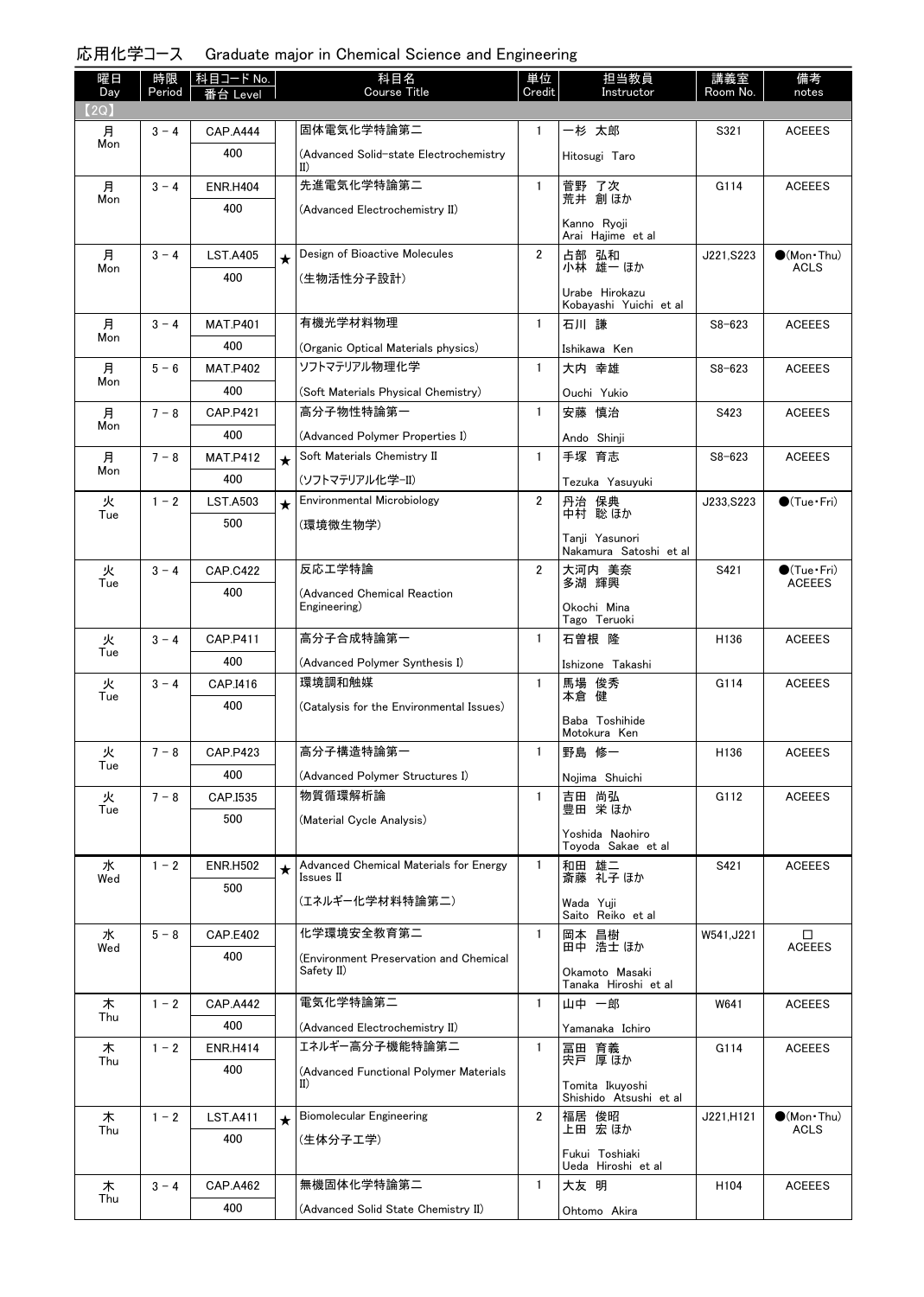## 応用化学コース　Graduate major in Chemical Science and Engineering

| 曜日 Day | 時限 Period | 科目コード No. 番台 Level | | 科目名 Course Title | 単位 Credit | 担当教員 Instructor | 講義室 Room No. | 備考 notes |
|---|---|---|---|---|---|---|---|---|
| 【2Q】 | | | | | | | | |
| 月 Mon | 3－4 | CAP.A444 400 | | 固体電気化学特論第二 (Advanced Solid-state Electrochemistry II) | 1 | 一杉 太郎 Hitosugi Taro | S321 | ACEEES |
| 月 Mon | 3－4 | ENR.H404 400 | | 先進電気化学特論第二 (Advanced Electrochemistry II) | 1 | 菅野 了次 荒井 創 ほか Kanno Ryoji Arai Hajime et al | G114 | ACEEES |
| 月 Mon | 3－4 | LST.A405 400 | ★ | Design of Bioactive Molecules (生物活性分子設計) | 2 | 占部 弘和 小林 雄一 ほか Urabe Hirokazu Kobayashi Yuichi et al | J221,S223 | ●(Mon・Thu) ACLS |
| 月 Mon | 3－4 | MAT.P401 400 | | 有機光学材料物理 (Organic Optical Materials physics) | 1 | 石川 謙 Ishikawa Ken | S8-623 | ACEEES |
| 月 Mon | 5－6 | MAT.P402 400 | | ソフトマテリアル物理化学 (Soft Materials Physical Chemistry) | 1 | 大内 幸雄 Ouchi Yukio | S8-623 | ACEEES |
| 月 Mon | 7－8 | CAP.P421 400 | | 高分子物性特論第一 (Advanced Polymer Properties I) | 1 | 安藤 慎治 Ando Shinji | S423 | ACEEES |
| 月 Mon | 7－8 | MAT.P412 400 | ★ | Soft Materials Chemistry II (ソフトマテリアル化学-II) | 1 | 手塚 育志 Tezuka Yasuyuki | S8-623 | ACEEES |
| 火 Tue | 1－2 | LST.A503 500 | ★ | Environmental Microbiology (環境微生物学) | 2 | 丹治 保典 中村 聡 ほか Tanji Yasunori Nakamura Satoshi et al | J233,S223 | ●(Tue・Fri) |
| 火 Tue | 3－4 | CAP.C422 400 | | 反応工学特論 (Advanced Chemical Reaction Engineering) | 2 | 大河内 美奈 多湖 輝興 Okochi Mina Tago Teruoki | S421 | ●(Tue・Fri) ACEEES |
| 火 Tue | 3－4 | CAP.P411 400 | | 高分子合成特論第一 (Advanced Polymer Synthesis I) | 1 | 石曽根 隆 Ishizone Takashi | H136 | ACEEES |
| 火 Tue | 3－4 | CAP.I416 400 | | 環境調和触媒 (Catalysis for the Environmental Issues) | 1 | 馬場 俊秀 本倉 健 Baba Toshihide Motokura Ken | G114 | ACEEES |
| 火 Tue | 7－8 | CAP.P423 400 | | 高分子構造特論第一 (Advanced Polymer Structures I) | 1 | 野島 修一 Nojima Shuichi | H136 | ACEEES |
| 火 Tue | 7－8 | CAP.I535 500 | | 物質循環解析論 (Material Cycle Analysis) | 1 | 吉田 尚弘 豊田 栄 ほか Yoshida Naohiro Toyoda Sakae et al | G112 | ACEEES |
| 水 Wed | 1－2 | ENR.H502 500 | ★ | Advanced Chemical Materials for Energy Issues II (エネルギー化学材料特論第二) | 1 | 和田 雄二 斎藤 礼子 ほか Wada Yuji Saito Reiko et al | S421 | ACEEES |
| 水 Wed | 5－8 | CAP.E402 400 | | 化学環境安全教育第二 (Environment Preservation and Chemical Safety II) | 1 | 岡本 昌樹 田中 浩士 ほか Okamoto Masaki Tanaka Hiroshi et al | W541,J221 | □ ACEEES |
| 木 Thu | 1－2 | CAP.A442 400 | | 電気化学特論第二 (Advanced Electrochemistry II) | 1 | 山中 一郎 Yamanaka Ichiro | W641 | ACEEES |
| 木 Thu | 1－2 | ENR.H414 400 | | エネルギー高分子機能特論第二 (Advanced Functional Polymer Materials II) | 1 | 冨田 育義 宍戸 厚 ほか Tomita Ikuyoshi Shishido Atsushi et al | G114 | ACEEES |
| 木 Thu | 1－2 | LST.A411 400 | ★ | Biomolecular Engineering (生体分子工学) | 2 | 福居 俊昭 上田 宏 ほか Fukui Toshiaki Ueda Hiroshi et al | J221,H121 | ●(Mon・Thu) ACLS |
| 木 Thu | 3－4 | CAP.A462 400 | | 無機固体化学特論第二 (Advanced Solid State Chemistry II) | 1 | 大友 明 Ohtomo Akira | H104 | ACEEES |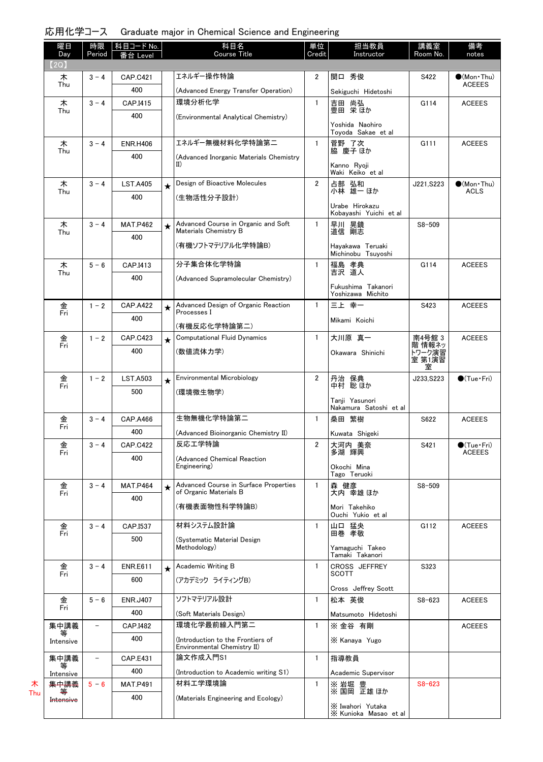## 応用化学コース　Graduate major in Chemical Science and Engineering

| 曜日 Day | 時限 Period | 科目コード No. 番台 Level | | 科目名 Course Title | 単位 Credit | 担当教員 Instructor | 講義室 Room No. | 備考 notes |
|---|---|---|---|---|---|---|---|---|
| 【2Q】 | | | | | | | | |
| 木 Thu | 3－4 | CAP.C421 400 | | エネルギー操作特論 (Advanced Energy Transfer Operation) | 2 | 関口 秀俊 Sekiguchi Hidetoshi | S422 | ●(Mon・Thu) ACEEES |
| 木 Thu | 3－4 | CAP.I415 400 | | 環境分析化学 (Environmental Analytical Chemistry) | 1 | 吉田 尚弘 豊田 栄 ほか Yoshida Naohiro Toyoda Sakae et al | G114 | ACEEES |
| 木 Thu | 3－4 | ENR.H406 400 | | エネルギー無機材料化学特論第二 (Advanced Inorganic Materials Chemistry II) | 1 | 菅野 了次 脇 慶子 ほか Kanno Ryoji Waki Keiko et al | G111 | ACEEES |
| 木 Thu | 3－4 | LST.A405 400 | ★ | Design of Bioactive Molecules (生物活性分子設計) | 2 | 占部 弘和 小林 雄一 ほか Urabe Hirokazu Kobayashi Yuichi et al | J221,S223 | ●(Mon・Thu) ACLS |
| 木 Thu | 3－4 | MAT.P462 400 | ★ | Advanced Course in Organic and Soft Materials Chemistry B (有機ソフトマテリアル化学特論B) | 1 | 早川 晃鏡 道信 剛志 Hayakawa Teruaki Michinobu Tsuyoshi | S8-509 | |
| 木 Thu | 5－6 | CAP.I413 400 | | 分子集合体化学特論 (Advanced Supramolecular Chemistry) | 1 | 福島 孝典 吉沢 道人 Fukushima Takanori Yoshizawa Michito | G114 | ACEEES |
| 金 Fri | 1－2 | CAP.A422 400 | ★ | Advanced Design of Organic Reaction Processes I (有機反応化学特論第二) | 1 | 三上 幸一 Mikami Koichi | S423 | ACEEES |
| 金 Fri | 1－2 | CAP.C423 400 | ★ | Computational Fluid Dynamics (数値流体力学) | 1 | 大川原 真一 Okawara Shinichi | 南4号館 3階 情報ネットワーク演習室 第1演習室 | ACEEES |
| 金 Fri | 1－2 | LST.A503 500 | ★ | Environmental Microbiology (環境微生物学) | 2 | 丹治 保典 中村 聡 ほか Tanji Yasunori Nakamura Satoshi et al | J233,S223 | ●(Tue・Fri) |
| 金 Fri | 3－4 | CAP.A466 400 | | 生物無機化学特論第二 (Advanced Bioinorganic Chemistry II) | 1 | 桑田 繁樹 Kuwata Shigeki | S622 | ACEEES |
| 金 Fri | 3－4 | CAP.C422 400 | | 反応工学特論 (Advanced Chemical Reaction Engineering) | 2 | 大河内 美奈 多湖 輝興 Okochi Mina Tago Teruoki | S421 | ●(Tue・Fri) ACEEES |
| 金 Fri | 3－4 | MAT.P464 400 | ★ | Advanced Course in Surface Properties of Organic Materials B (有機表面物性科学特論B) | 1 | 森 健彦 大内 幸雄 ほか Mori Takehiko Ouchi Yukio et al | S8-509 | |
| 金 Fri | 3－4 | CAP.I537 500 | | 材料システム設計論 (Systematic Material Design Methodology) | 1 | 山口 猛央 田巻 孝敬 Yamaguchi Takeo Tamaki Takanori | G112 | ACEEES |
| 金 Fri | 3－4 | ENR.E611 600 | ★ | Academic Writing B (アカデミック ライティングB) | 1 | CROSS JEFFREY SCOTT Cross Jeffrey Scott | S323 | |
| 金 Fri | 5－6 | ENR.J407 400 | | ソフトマテリアル設計 (Soft Materials Design) | 1 | 松本 英俊 Matsumoto Hidetoshi | S8-623 | ACEEES |
| 集中講義等 Intensive | － | CAP.I482 400 | | 環境化学最前線入門第二 (Introduction to the Frontiers of Environmental Chemistry II) | 1 | ※ 金谷 有剛 ※ Kanaya Yugo | | ACEEES |
| 集中講義等 Intensive | － | CAP.E431 400 | | 論文作成入門S1 (Introduction to Academic writing S1) | 1 | 指導教員 Academic Supervisor | | |
| 木 Thu (~~集中講義等 Intensive~~) | 5－6 | MAT.P491 400 | | 材料工学環境論 (Materials Engineering and Ecology) | 1 | ※ 岩堀 豊 ※ 国岡 正雄 ほか ※ Iwahori Yutaka ※ Kunioka Masao et al | S8-623 | |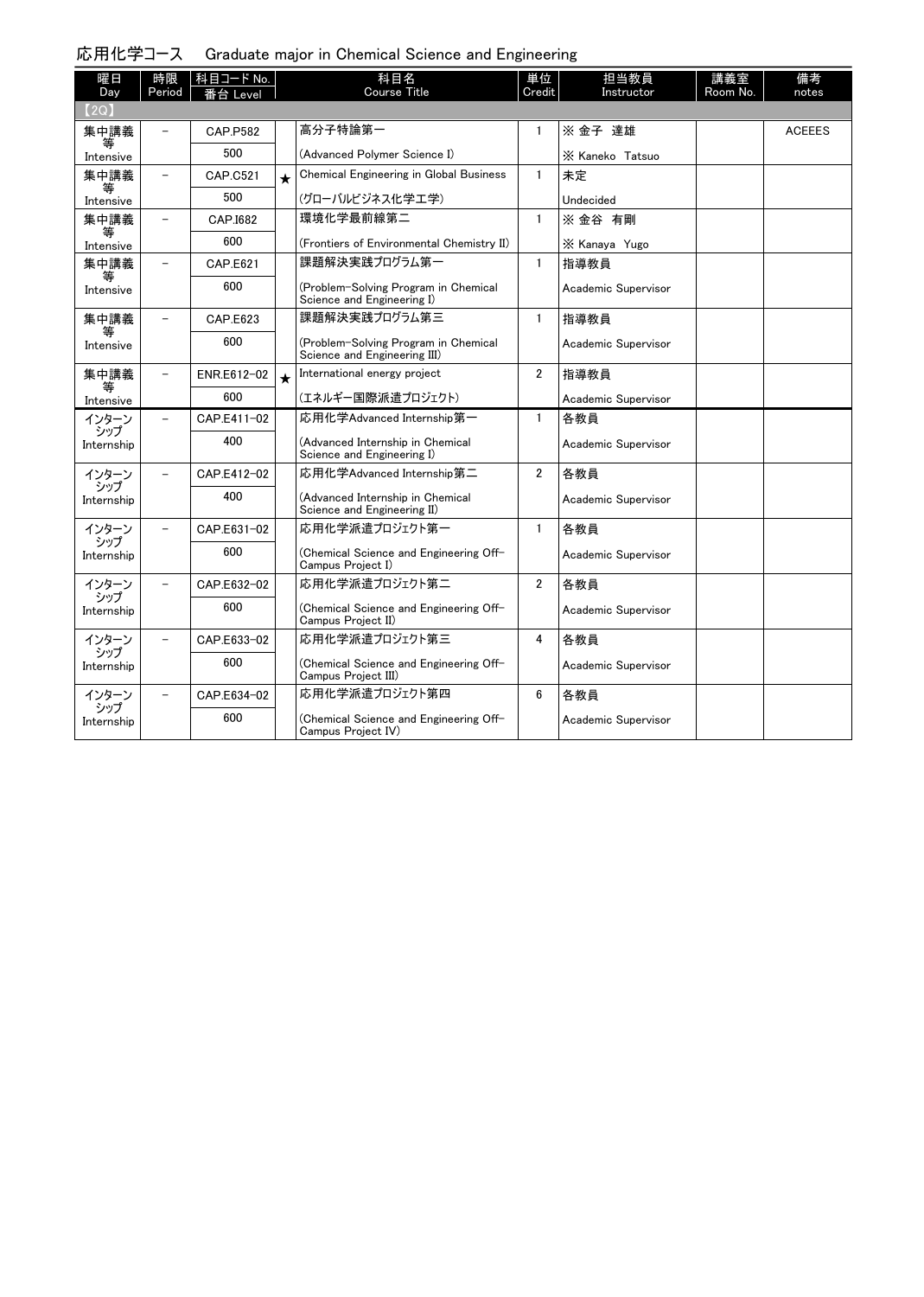## 応用化学コース　Graduate major in Chemical Science and Engineering

| 曜日 Day | 時限 Period | 科目コード No. 番台 Level | | 科目名 Course Title | 単位 Credit | 担当教員 Instructor | 講義室 Room No. | 備考 notes |
|---|---|---|---|---|---|---|---|---|
| 【2Q】 | | | | | | | | |
| 集中講義等 Intensive | – | CAP.P582 500 | | 高分子特論第一 (Advanced Polymer Science I) | 1 | ※ 金子 達雄 ※ Kaneko Tatsuo | | ACEEES |
| 集中講義等 Intensive | – | CAP.C521 500 | ★ | Chemical Engineering in Global Business (グローバルビジネス化学工学) | 1 | 未定 Undecided | | |
| 集中講義等 Intensive | – | CAP.I682 600 | | 環境化学最前線第二 (Frontiers of Environmental Chemistry II) | 1 | ※ 金谷 有剛 ※ Kanaya Yugo | | |
| 集中講義等 Intensive | – | CAP.E621 600 | | 課題解決実践プログラム第一 (Problem-Solving Program in Chemical Science and Engineering I) | 1 | 指導教員 Academic Supervisor | | |
| 集中講義等 Intensive | – | CAP.E623 600 | | 課題解決実践プログラム第三 (Problem-Solving Program in Chemical Science and Engineering III) | 1 | 指導教員 Academic Supervisor | | |
| 集中講義等 Intensive | – | ENR.E612-02 600 | ★ | International energy project (エネルギー国際派遣プロジェクト) | 2 | 指導教員 Academic Supervisor | | |
| インターンシップ Internship | – | CAP.E411-02 400 | | 応用化学Advanced Internship第一 (Advanced Internship in Chemical Science and Engineering I) | 1 | 各教員 Academic Supervisor | | |
| インターンシップ Internship | – | CAP.E412-02 400 | | 応用化学Advanced Internship第二 (Advanced Internship in Chemical Science and Engineering II) | 2 | 各教員 Academic Supervisor | | |
| インターンシップ Internship | – | CAP.E631-02 600 | | 応用化学派遣プロジェクト第一 (Chemical Science and Engineering Off-Campus Project I) | 1 | 各教員 Academic Supervisor | | |
| インターンシップ Internship | – | CAP.E632-02 600 | | 応用化学派遣プロジェクト第二 (Chemical Science and Engineering Off-Campus Project II) | 2 | 各教員 Academic Supervisor | | |
| インターンシップ Internship | – | CAP.E633-02 600 | | 応用化学派遣プロジェクト第三 (Chemical Science and Engineering Off-Campus Project III) | 4 | 各教員 Academic Supervisor | | |
| インターンシップ Internship | – | CAP.E634-02 600 | | 応用化学派遣プロジェクト第四 (Chemical Science and Engineering Off-Campus Project IV) | 6 | 各教員 Academic Supervisor | | |